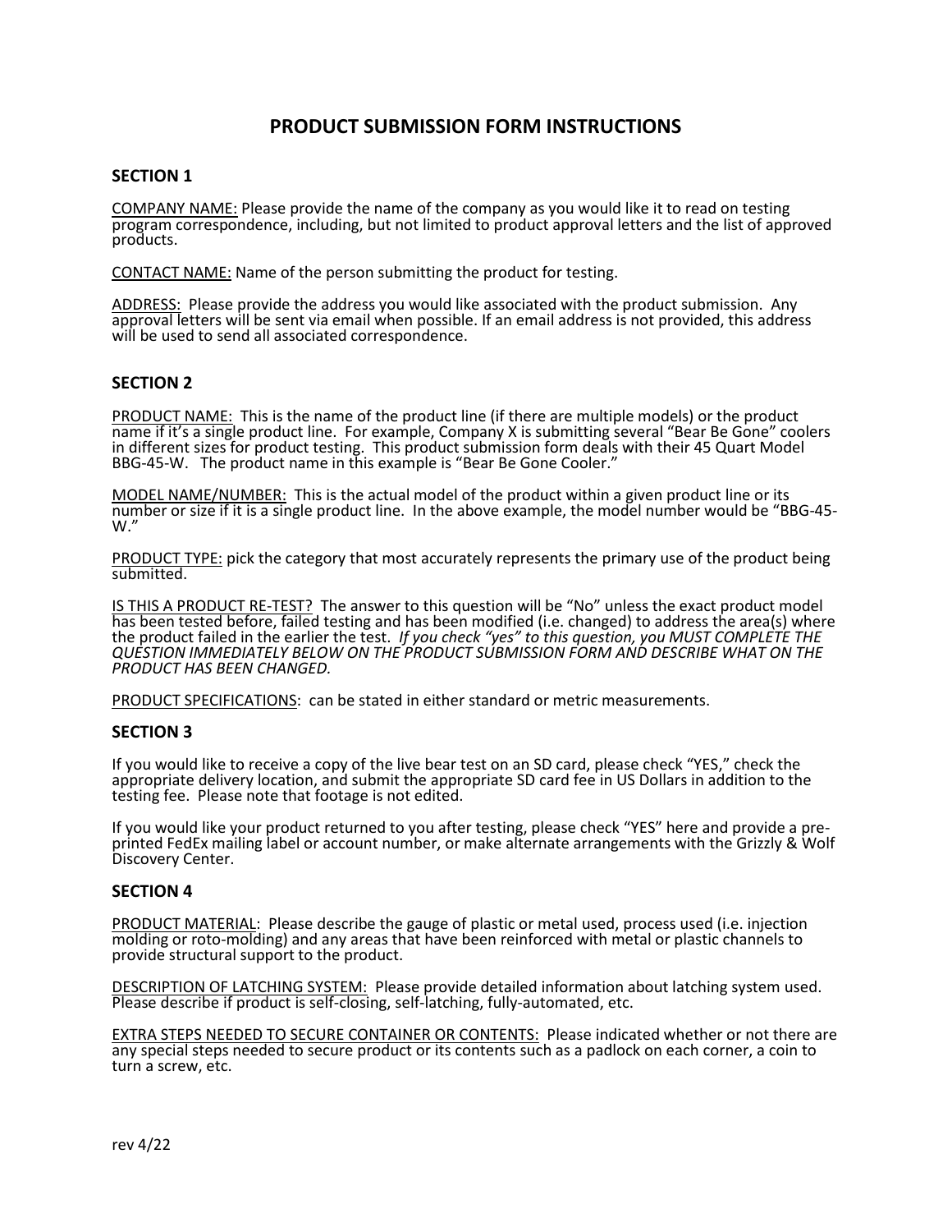# PRODUCT SUBMISSION FORM INSTRUCTIONS

## SECTION 1

<u>COMPANY NAME:</u> Please provide the name of the company as you would like it to read on testing program correspondence, including, but not limited to product approval letters and the list of approved products.

<u>CONTACT NAME:</u> Name of the person submitting the product for testing.

<u>ADDRESS:</u> Please provide the address you would like associated with the product submission. Any approval letters will be sent via email when possible. If an email address is not provided, this address will be used to send all associated correspondence.

## SECTION 2

<u>PRODUCT NAME:</u> This is the name of the product line (if there are multiple models) or the product name if it's a single product line. For example, Company X is submitting several "Bear Be Gone" coolers in different sizes for product testing. This product submission form deals with their 45 Quart Model BBG-45-W. The product name in this example is "Bear Be Gone Cooler."

<u>MODEL NAME/NUMBER:</u> This is the actual model of the product within a given product line or its number or size if it is a single product line. In the above example, the model number would be "BBG-45-W."

<u>PRODUCT TYPE:</u> pick the category that most accurately represents the primary use of the product being submitted.

<u>IS THIS A PRODUCT RE-TEST?</u> The answer to this question will be "No" unless the exact product model has been tested before, failed testing and has been modified (i.e. changed) to address the area(s) where the product failed in the earlier the test. *If you check "yes" to this question, you MUST COMPLETE THE QUESTION IMMEDIATELY BELOW ON THE PRODUCT SUBMISSION FORM AND DESCRIBE WHAT ON THE PRODUCT HAS BEEN CHANGED.*

<u>PRODUCT SPECIFICATIONS</u>: can be stated in either standard or metric measurements.

## SECTION 3

If you would like to receive a copy of the live bear test on an SD card, please check "YES," check the appropriate delivery location, and submit the appropriate SD card fee in US Dollars in addition to the testing fee. Please note that footage is not edited.

If you would like your product returned to you after testing, please check "YES" here and provide a pre-printed FedEx mailing label or account number, or make alternate arrangements with the Grizzly & Wolf Discovery Center.

## SECTION 4

<u>PRODUCT MATERIAL</u>: Please describe the gauge of plastic or metal used, process used (i.e. injection molding or roto-molding) and any areas that have been reinforced with metal or plastic channels to provide structural support to the product.

<u>DESCRIPTION OF LATCHING SYSTEM:</u> Please provide detailed information about latching system used. Please describe if product is self-closing, self-latching, fully-automated, etc.

<u>EXTRA STEPS NEEDED TO SECURE CONTAINER OR CONTENTS:</u> Please indicated whether or not there are any special steps needed to secure product or its contents such as a padlock on each corner, a coin to turn a screw, etc.

rev 4/22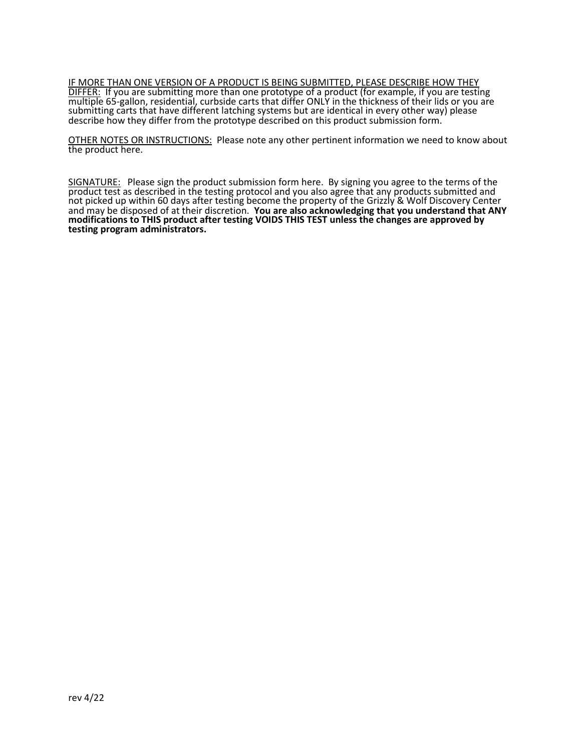IF MORE THAN ONE VERSION OF A PRODUCT IS BEING SUBMITTED, PLEASE DESCRIBE HOW THEY DIFFER: If you are submitting more than one prototype of a product (for example, if you are testing multiple 65-gallon, residential, curbside carts that differ ONLY in the thickness of their lids or you are submitting carts that have different latching systems but are identical in every other way) please describe how they differ from the prototype described on this product submission form.

OTHER NOTES OR INSTRUCTIONS: Please note any other pertinent information we need to know about the product here.

SIGNATURE: Please sign the product submission form here. By signing you agree to the terms of the product test as described in the testing protocol and you also agree that any products submitted and not picked up within 60 days after testing become the property of the Grizzly & Wolf Discovery Center and may be disposed of at their discretion. **You are also acknowledging that you understand that ANY modifications to THIS product after testing VOIDS THIS TEST unless the changes are approved by testing program administrators.**

rev 4/22